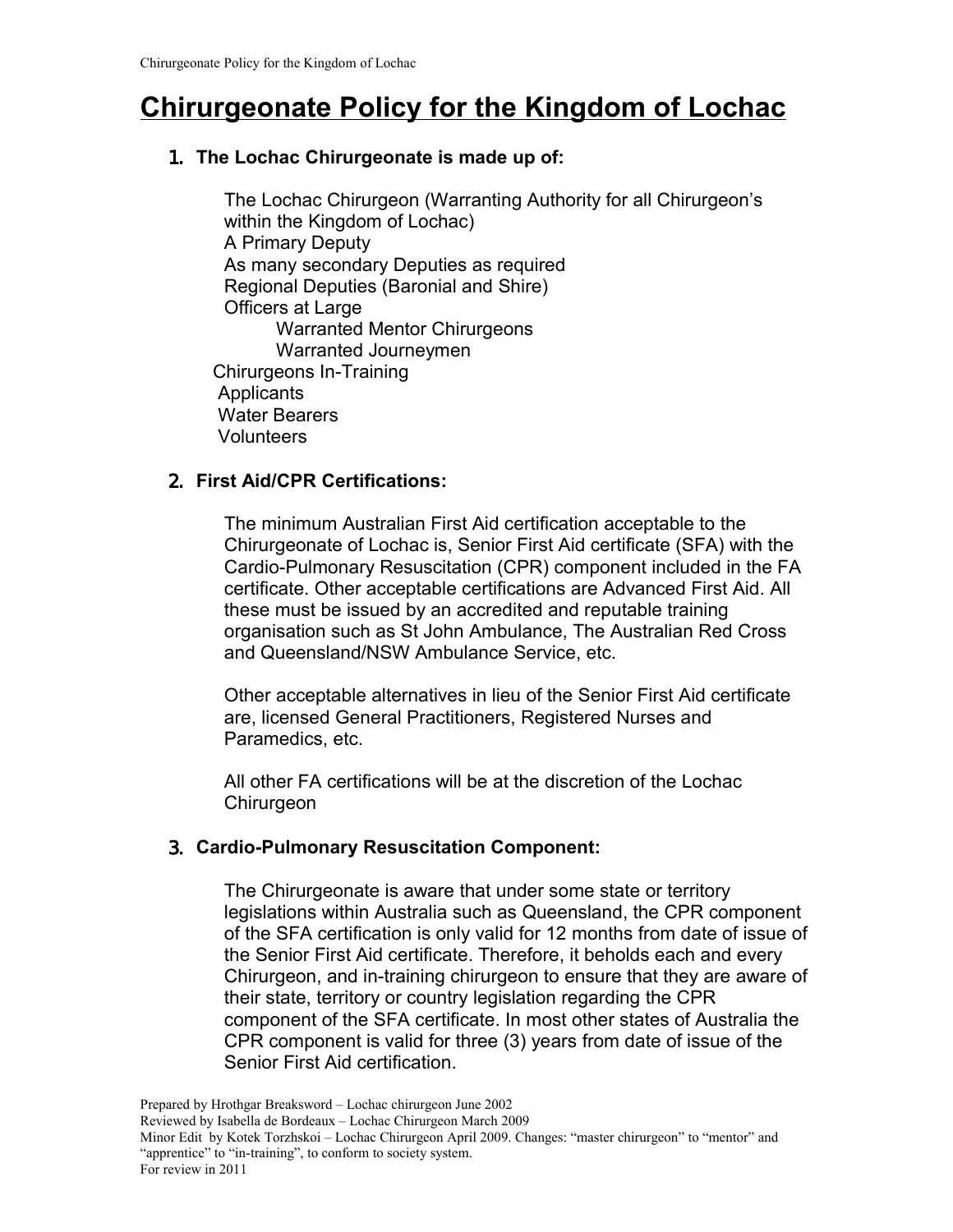# Chirurgeonate Policy for the Kingdom of Lochac

## 1. The Lochac Chirurgeonate is made up of:

- The Lochac Chirurgeon (Warranting Authority for all Chirurgeon's within the Kingdom of Lochac)
- A Primary Deputy
- As many secondary Deputies as required
- Regional Deputies (Baronial and Shire)
- Officers at Large
  - Warranted Mentor Chirurgeons
  - Warranted Journeymen
- Chirurgeons In-Training
- Applicants
- Water Bearers
- Volunteers

## 2. First Aid/CPR Certifications:

The minimum Australian First Aid certification acceptable to the Chirurgeonate of Lochac is, Senior First Aid certificate (SFA) with the Cardio-Pulmonary Resuscitation (CPR) component included in the FA certificate. Other acceptable certifications are Advanced First Aid. All these must be issued by an accredited and reputable training organisation such as St John Ambulance, The Australian Red Cross and Queensland/NSW Ambulance Service, etc.

Other acceptable alternatives in lieu of the Senior First Aid certificate are, licensed General Practitioners, Registered Nurses and Paramedics, etc.

All other FA certifications will be at the discretion of the Lochac Chirurgeon

## 3. Cardio-Pulmonary Resuscitation Component:

The Chirurgeonate is aware that under some state or territory legislations within Australia such as Queensland, the CPR component of the SFA certification is only valid for 12 months from date of issue of the Senior First Aid certificate. Therefore, it beholds each and every Chirurgeon, and in-training chirurgeon to ensure that they are aware of their state, territory or country legislation regarding the CPR component of the SFA certificate. In most other states of Australia the CPR component is valid for three (3) years from date of issue of the Senior First Aid certification.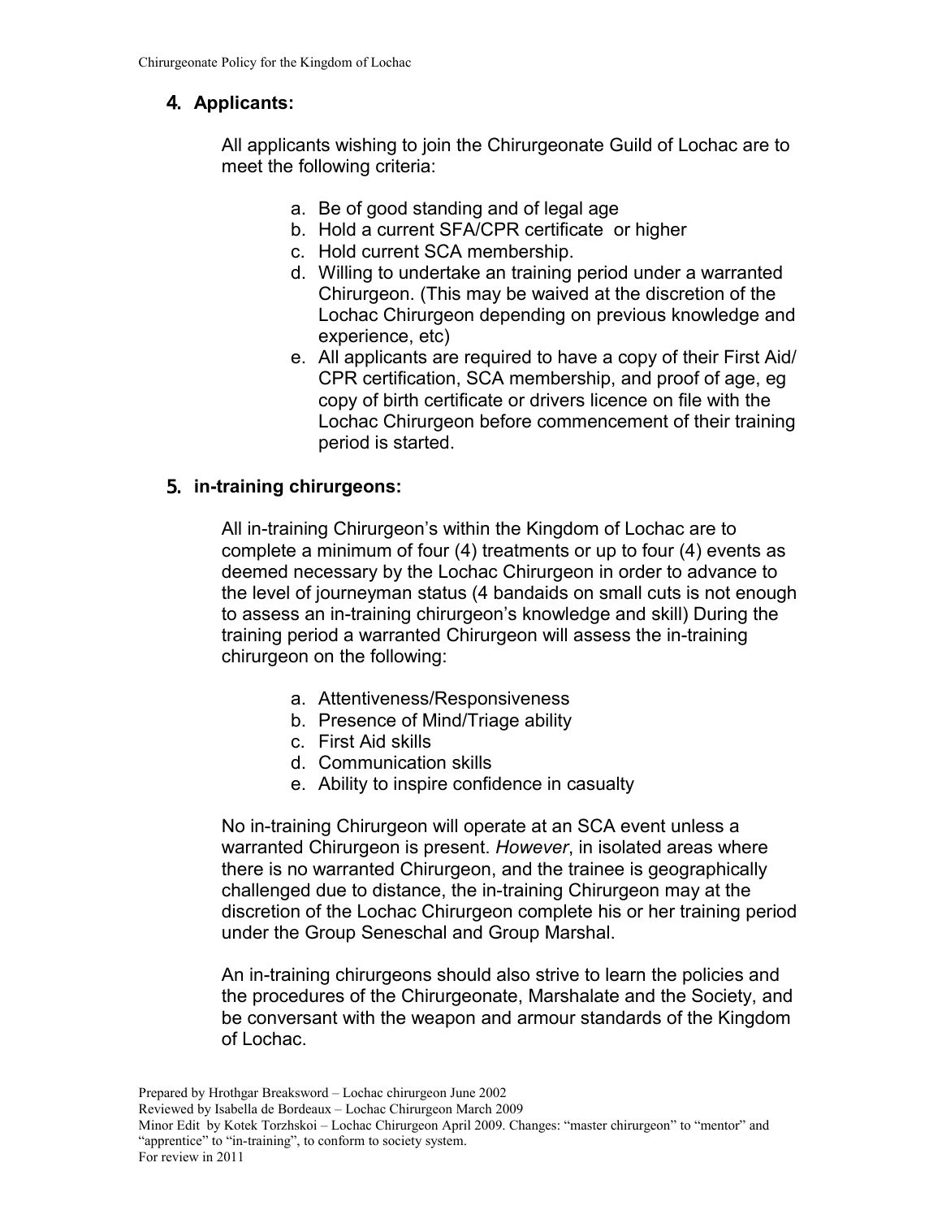## 4. Applicants:

All applicants wishing to join the Chirurgeonate Guild of Lochac are to meet the following criteria:

a. Be of good standing and of legal age
b. Hold a current SFA/CPR certificate or higher
c. Hold current SCA membership.
d. Willing to undertake an training period under a warranted Chirurgeon. (This may be waived at the discretion of the Lochac Chirurgeon depending on previous knowledge and experience, etc)
e. All applicants are required to have a copy of their First Aid/ CPR certification, SCA membership, and proof of age, eg copy of birth certificate or drivers licence on file with the Lochac Chirurgeon before commencement of their training period is started.

## 5. in-training chirurgeons:

All in-training Chirurgeon's within the Kingdom of Lochac are to complete a minimum of four (4) treatments or up to four (4) events as deemed necessary by the Lochac Chirurgeon in order to advance to the level of journeyman status (4 bandaids on small cuts is not enough to assess an in-training chirurgeon's knowledge and skill) During the training period a warranted Chirurgeon will assess the in-training chirurgeon on the following:

a. Attentiveness/Responsiveness
b. Presence of Mind/Triage ability
c. First Aid skills
d. Communication skills
e. Ability to inspire confidence in casualty

No in-training Chirurgeon will operate at an SCA event unless a warranted Chirurgeon is present. *However*, in isolated areas where there is no warranted Chirurgeon, and the trainee is geographically challenged due to distance, the in-training Chirurgeon may at the discretion of the Lochac Chirurgeon complete his or her training period under the Group Seneschal and Group Marshal.

An in-training chirurgeons should also strive to learn the policies and the procedures of the Chirurgeonate, Marshalate and the Society, and be conversant with the weapon and armour standards of the Kingdom of Lochac.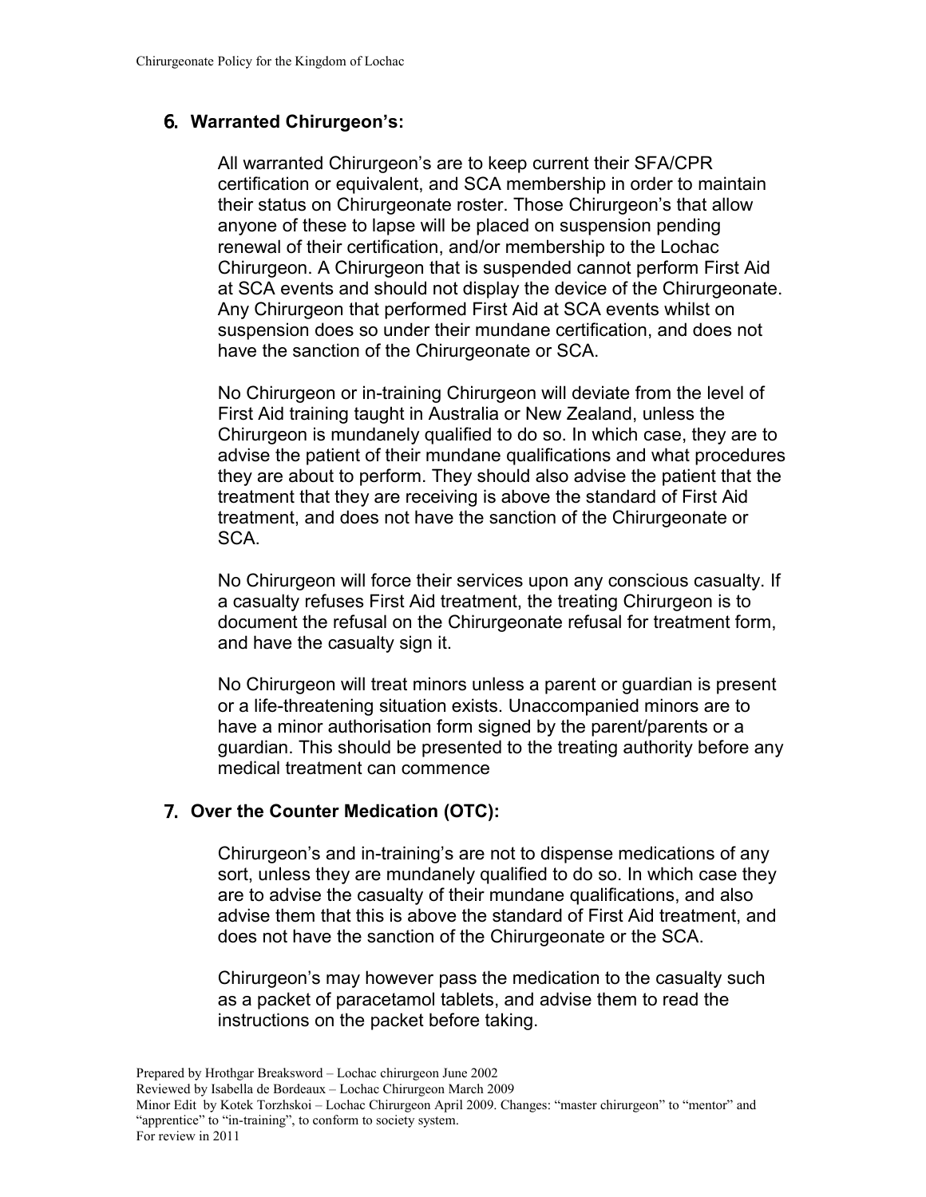## 6. Warranted Chirurgeon's:

All warranted Chirurgeon's are to keep current their SFA/CPR certification or equivalent, and SCA membership in order to maintain their status on Chirurgeonate roster. Those Chirurgeon's that allow anyone of these to lapse will be placed on suspension pending renewal of their certification, and/or membership to the Lochac Chirurgeon. A Chirurgeon that is suspended cannot perform First Aid at SCA events and should not display the device of the Chirurgeonate. Any Chirurgeon that performed First Aid at SCA events whilst on suspension does so under their mundane certification, and does not have the sanction of the Chirurgeonate or SCA.

No Chirurgeon or in-training Chirurgeon will deviate from the level of First Aid training taught in Australia or New Zealand, unless the Chirurgeon is mundanely qualified to do so. In which case, they are to advise the patient of their mundane qualifications and what procedures they are about to perform. They should also advise the patient that the treatment that they are receiving is above the standard of First Aid treatment, and does not have the sanction of the Chirurgeonate or SCA.

No Chirurgeon will force their services upon any conscious casualty. If a casualty refuses First Aid treatment, the treating Chirurgeon is to document the refusal on the Chirurgeonate refusal for treatment form, and have the casualty sign it.

No Chirurgeon will treat minors unless a parent or guardian is present or a life-threatening situation exists. Unaccompanied minors are to have a minor authorisation form signed by the parent/parents or a guardian. This should be presented to the treating authority before any medical treatment can commence

## 7. Over the Counter Medication (OTC):

Chirurgeon's and in-training's are not to dispense medications of any sort, unless they are mundanely qualified to do so. In which case they are to advise the casualty of their mundane qualifications, and also advise them that this is above the standard of First Aid treatment, and does not have the sanction of the Chirurgeonate or the SCA.

Chirurgeon's may however pass the medication to the casualty such as a packet of paracetamol tablets, and advise them to read the instructions on the packet before taking.

Prepared by Hrothgar Breaksword – Lochac chirurgeon June 2002
Reviewed by Isabella de Bordeaux – Lochac Chirurgeon March 2009
Minor Edit by Kotek Torzhskoi – Lochac Chirurgeon April 2009. Changes: "master chirurgeon" to "mentor" and "apprentice" to "in-training", to conform to society system.
For review in 2011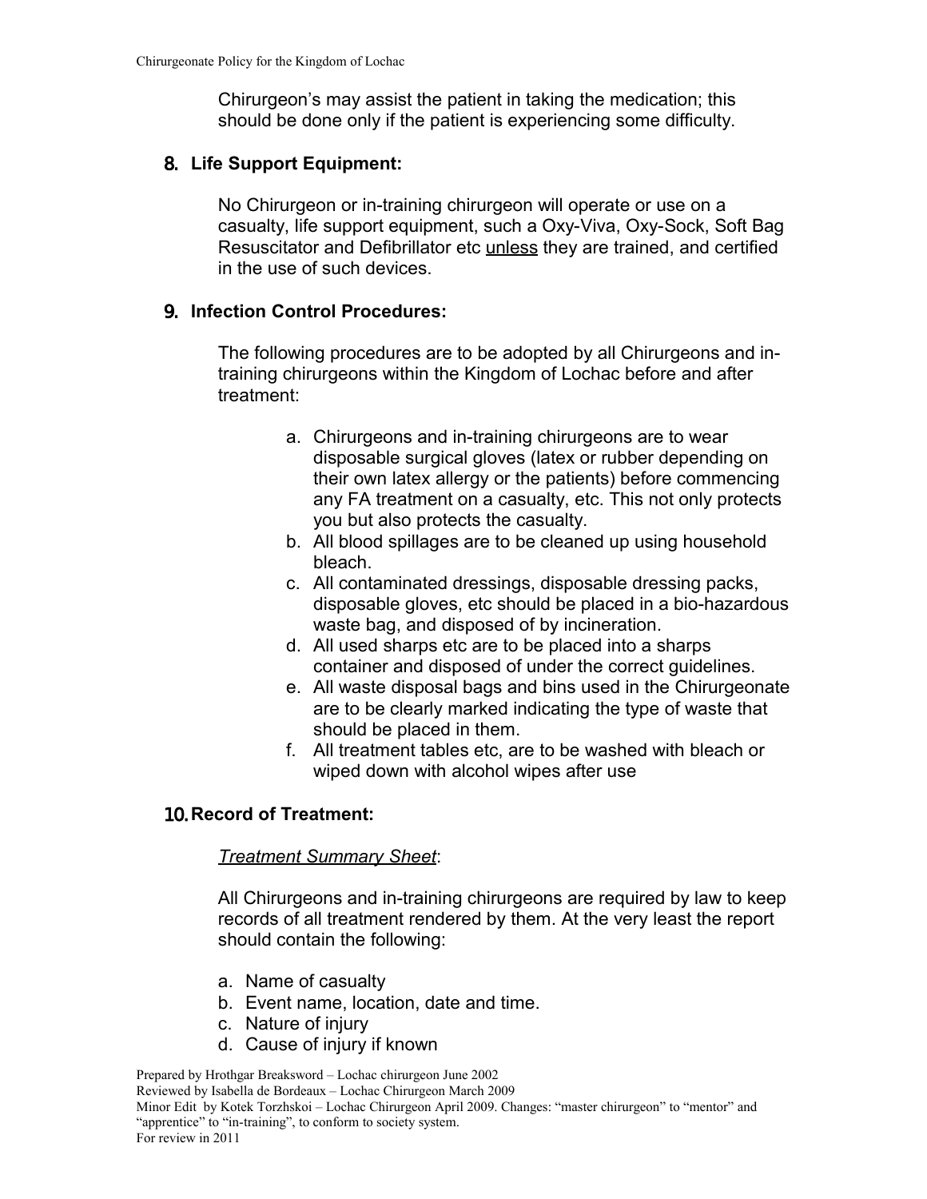Chirurgeon's may assist the patient in taking the medication; this should be done only if the patient is experiencing some difficulty.

## 8. Life Support Equipment:

No Chirurgeon or in-training chirurgeon will operate or use on a casualty, life support equipment, such a Oxy-Viva, Oxy-Sock, Soft Bag Resuscitator and Defibrillator etc <u>unless</u> they are trained, and certified in the use of such devices.

## 9. Infection Control Procedures:

The following procedures are to be adopted by all Chirurgeons and in-training chirurgeons within the Kingdom of Lochac before and after treatment:

a. Chirurgeons and in-training chirurgeons are to wear disposable surgical gloves (latex or rubber depending on their own latex allergy or the patients) before commencing any FA treatment on a casualty, etc. This not only protects you but also protects the casualty.
b. All blood spillages are to be cleaned up using household bleach.
c. All contaminated dressings, disposable dressing packs, disposable gloves, etc should be placed in a bio-hazardous waste bag, and disposed of by incineration.
d. All used sharps etc are to be placed into a sharps container and disposed of under the correct guidelines.
e. All waste disposal bags and bins used in the Chirurgeonate are to be clearly marked indicating the type of waste that should be placed in them.
f. All treatment tables etc, are to be washed with bleach or wiped down with alcohol wipes after use

## 10. Record of Treatment:

*<u>Treatment Summary Sheet</u>*:

All Chirurgeons and in-training chirurgeons are required by law to keep records of all treatment rendered by them. At the very least the report should contain the following:

a. Name of casualty
b. Event name, location, date and time.
c. Nature of injury
d. Cause of injury if known

Prepared by Hrothgar Breaksword – Lochac chirurgeon June 2002
Reviewed by Isabella de Bordeaux – Lochac Chirurgeon March 2009
Minor Edit by Kotek Torzhskoi – Lochac Chirurgeon April 2009. Changes: "master chirurgeon" to "mentor" and "apprentice" to "in-training", to conform to society system.
For review in 2011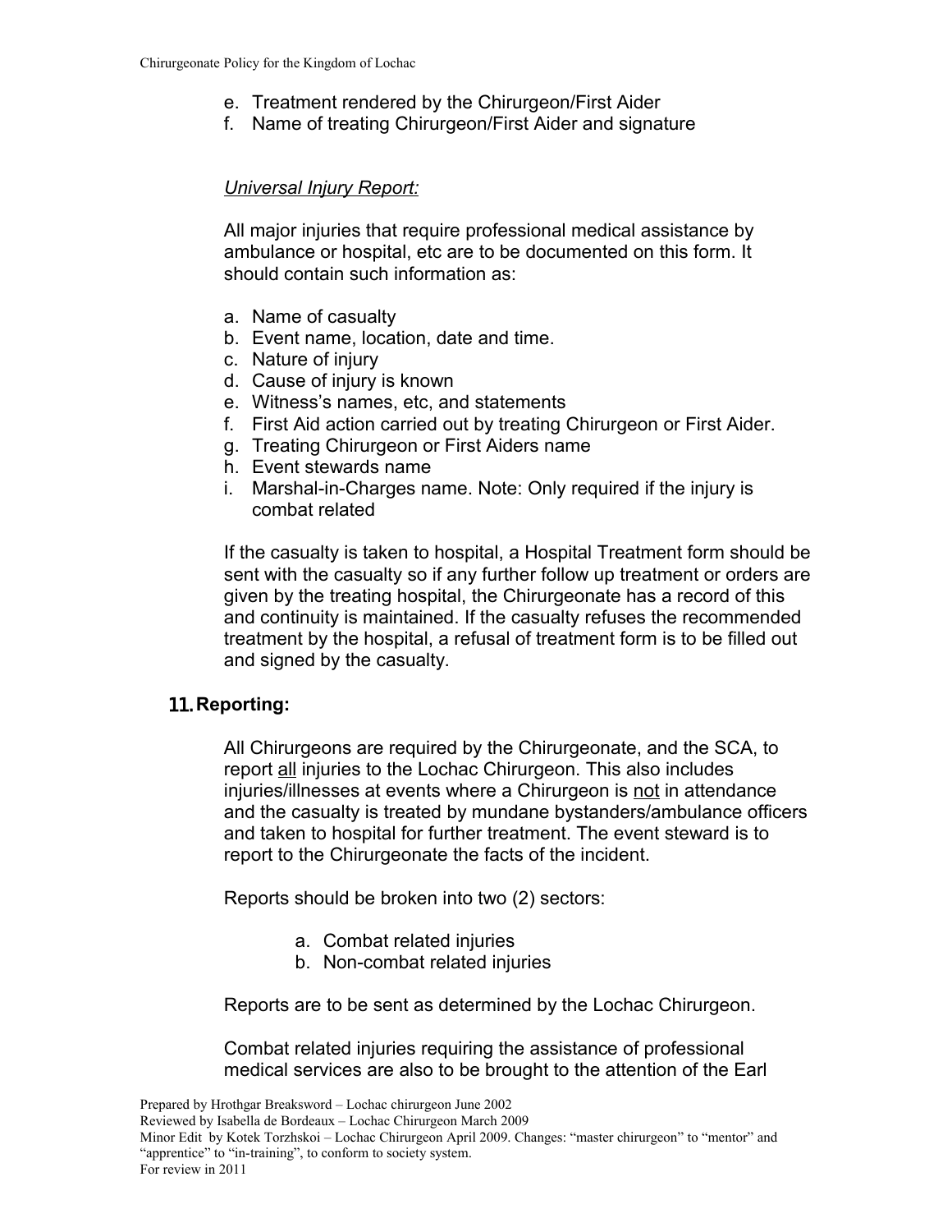e. Treatment rendered by the Chirurgeon/First Aider
f. Name of treating Chirurgeon/First Aider and signature

*Universal Injury Report:*

All major injuries that require professional medical assistance by ambulance or hospital, etc are to be documented on this form. It should contain such information as:

a. Name of casualty
b. Event name, location, date and time.
c. Nature of injury
d. Cause of injury is known
e. Witness's names, etc, and statements
f. First Aid action carried out by treating Chirurgeon or First Aider.
g. Treating Chirurgeon or First Aiders name
h. Event stewards name
i. Marshal-in-Charges name. Note: Only required if the injury is combat related

If the casualty is taken to hospital, a Hospital Treatment form should be sent with the casualty so if any further follow up treatment or orders are given by the treating hospital, the Chirurgeonate has a record of this and continuity is maintained. If the casualty refuses the recommended treatment by the hospital, a refusal of treatment form is to be filled out and signed by the casualty.

## 11. Reporting:

All Chirurgeons are required by the Chirurgeonate, and the SCA, to report <u>all</u> injuries to the Lochac Chirurgeon. This also includes injuries/illnesses at events where a Chirurgeon is <u>not</u> in attendance and the casualty is treated by mundane bystanders/ambulance officers and taken to hospital for further treatment. The event steward is to report to the Chirurgeonate the facts of the incident.

Reports should be broken into two (2) sectors:

a. Combat related injuries
b. Non-combat related injuries

Reports are to be sent as determined by the Lochac Chirurgeon.

Combat related injuries requiring the assistance of professional medical services are also to be brought to the attention of the Earl

Prepared by Hrothgar Breaksword – Lochac chirurgeon June 2002
Reviewed by Isabella de Bordeaux – Lochac Chirurgeon March 2009
Minor Edit by Kotek Torzhskoi – Lochac Chirurgeon April 2009. Changes: "master chirurgeon" to "mentor" and "apprentice" to "in-training", to conform to society system.
For review in 2011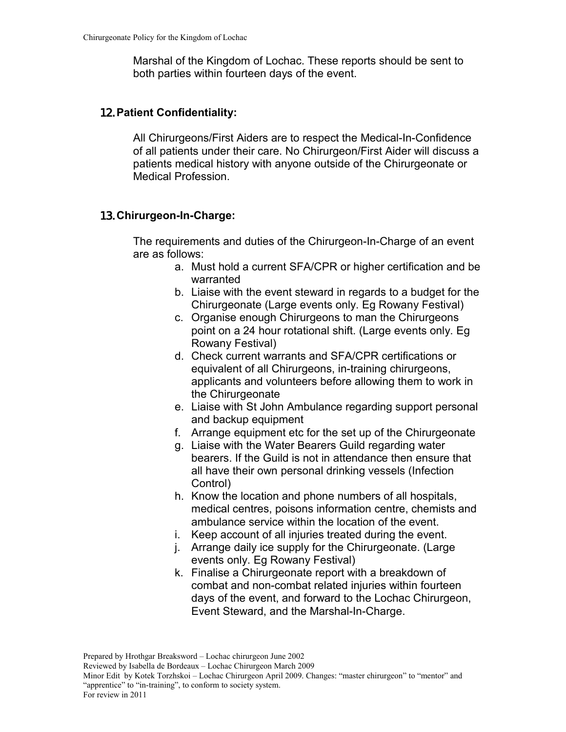Marshal of the Kingdom of Lochac. These reports should be sent to both parties within fourteen days of the event.

## 12. Patient Confidentiality:

All Chirurgeons/First Aiders are to respect the Medical-In-Confidence of all patients under their care. No Chirurgeon/First Aider will discuss a patients medical history with anyone outside of the Chirurgeonate or Medical Profession.

## 13. Chirurgeon-In-Charge:

The requirements and duties of the Chirurgeon-In-Charge of an event are as follows:

a. Must hold a current SFA/CPR or higher certification and be warranted
b. Liaise with the event steward in regards to a budget for the Chirurgeonate (Large events only. Eg Rowany Festival)
c. Organise enough Chirurgeons to man the Chirurgeons point on a 24 hour rotational shift. (Large events only. Eg Rowany Festival)
d. Check current warrants and SFA/CPR certifications or equivalent of all Chirurgeons, in-training chirurgeons, applicants and volunteers before allowing them to work in the Chirurgeonate
e. Liaise with St John Ambulance regarding support personal and backup equipment
f. Arrange equipment etc for the set up of the Chirurgeonate
g. Liaise with the Water Bearers Guild regarding water bearers. If the Guild is not in attendance then ensure that all have their own personal drinking vessels (Infection Control)
h. Know the location and phone numbers of all hospitals, medical centres, poisons information centre, chemists and ambulance service within the location of the event.
i. Keep account of all injuries treated during the event.
j. Arrange daily ice supply for the Chirurgeonate. (Large events only. Eg Rowany Festival)
k. Finalise a Chirurgeonate report with a breakdown of combat and non-combat related injuries within fourteen days of the event, and forward to the Lochac Chirurgeon, Event Steward, and the Marshal-In-Charge.

Prepared by Hrothgar Breaksword – Lochac chirurgeon June 2002
Reviewed by Isabella de Bordeaux – Lochac Chirurgeon March 2009
Minor Edit by Kotek Torzhskoi – Lochac Chirurgeon April 2009. Changes: "master chirurgeon" to "mentor" and "apprentice" to "in-training", to conform to society system.
For review in 2011